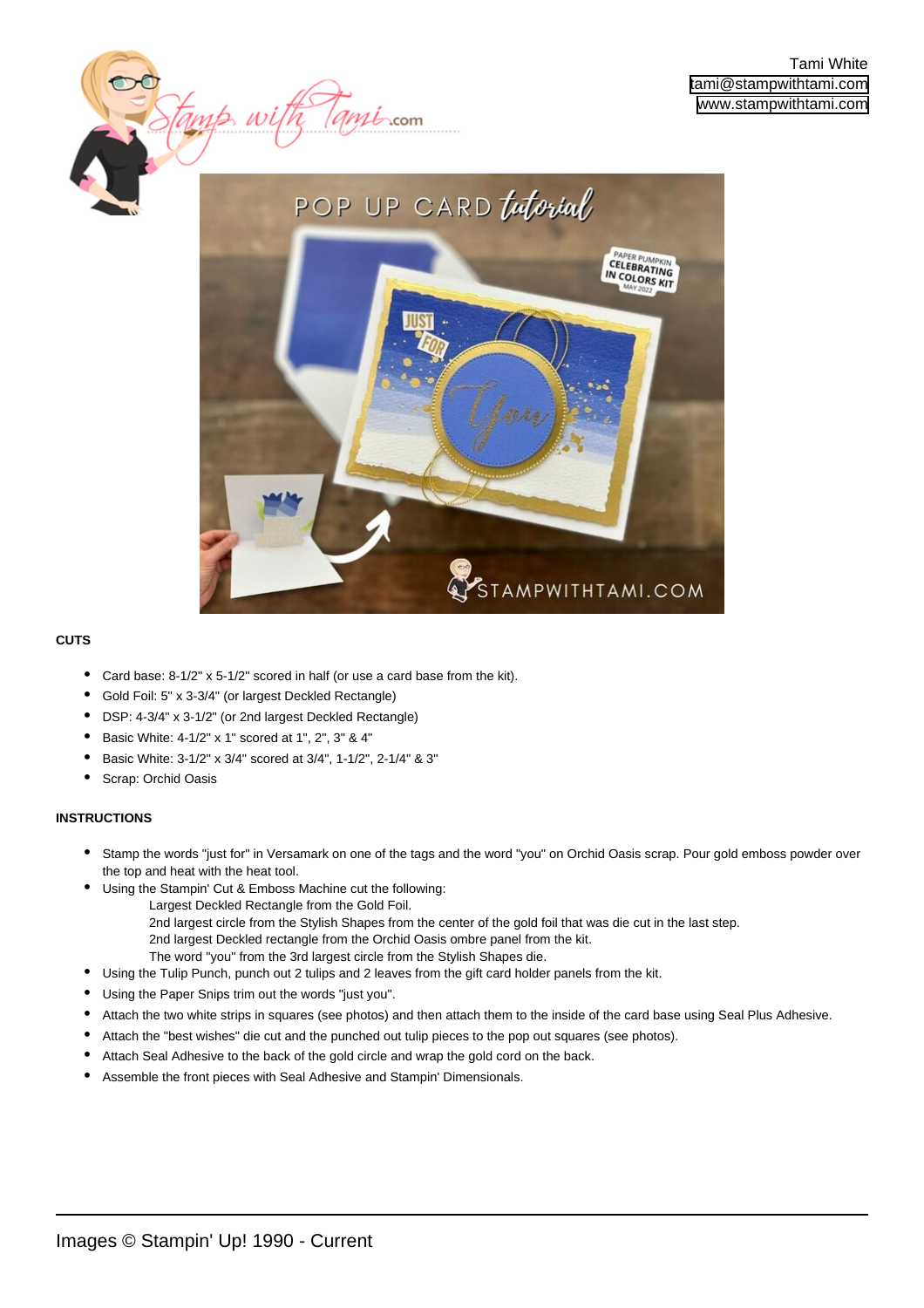Tami White
tami@stampwithtami.com
www.stampwithtami.com

**CUTS**

- Card base: 8-1/2" x 5-1/2" scored in half (or use a card base from the kit).
- Gold Foil: 5" x 3-3/4" (or largest Deckled Rectangle)
- DSP: 4-3/4" x 3-1/2" (or 2nd largest Deckled Rectangle)
- Basic White: 4-1/2" x 1" scored at 1", 2", 3" & 4"
- Basic White: 3-1/2" x 3/4" scored at 3/4", 1-1/2", 2-1/4" & 3"
- Scrap: Orchid Oasis

**INSTRUCTIONS**

- Stamp the words "just for" in Versamark on one of the tags and the word "you" on Orchid Oasis scrap. Pour gold emboss powder over the top and heat with the heat tool.
- Using the Stampin' Cut & Emboss Machine cut the following:
  - Largest Deckled Rectangle from the Gold Foil.
  - 2nd largest circle from the Stylish Shapes from the center of the gold foil that was die cut in the last step.
  - 2nd largest Deckled rectangle from the Orchid Oasis ombre panel from the kit.
  - The word "you" from the 3rd largest circle from the Stylish Shapes die.
- Using the Tulip Punch, punch out 2 tulips and 2 leaves from the gift card holder panels from the kit.
- Using the Paper Snips trim out the words "just you".
- Attach the two white strips in squares (see photos) and then attach them to the inside of the card base using Seal Plus Adhesive.
- Attach the "best wishes" die cut and the punched out tulip pieces to the pop out squares (see photos).
- Attach Seal Adhesive to the back of the gold circle and wrap the gold cord on the back.
- Assemble the front pieces with Seal Adhesive and Stampin' Dimensionals.

Images © Stampin' Up! 1990 - Current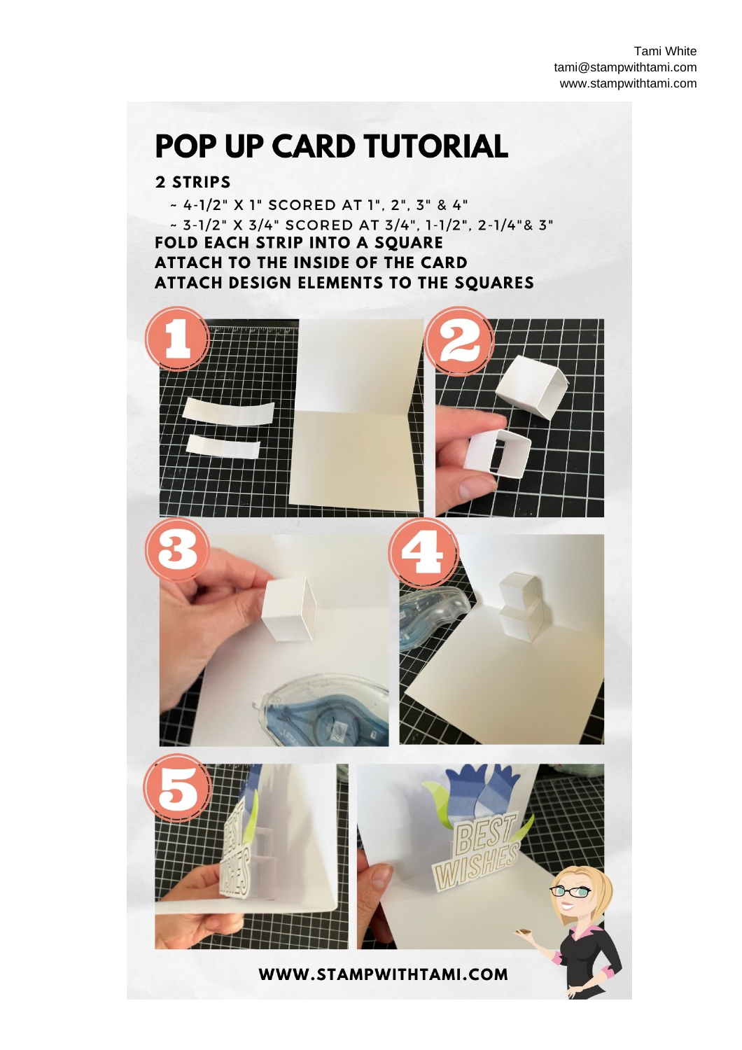Tami White
tami@stampwithtami.com
www.stampwithtami.com

# POP UP CARD TUTORIAL

**2 STRIPS**

- 4-1/2" X 1" SCORED AT 1", 2", 3" & 4"
- 3-1/2" X 3/4" SCORED AT 3/4", 1-1/2", 2-1/4"& 3"

**FOLD EACH STRIP INTO A SQUARE**

**ATTACH TO THE INSIDE OF THE CARD**

**ATTACH DESIGN ELEMENTS TO THE SQUARES**

1

2

3

4

5

**WWW.STAMPWITHTAMI.COM**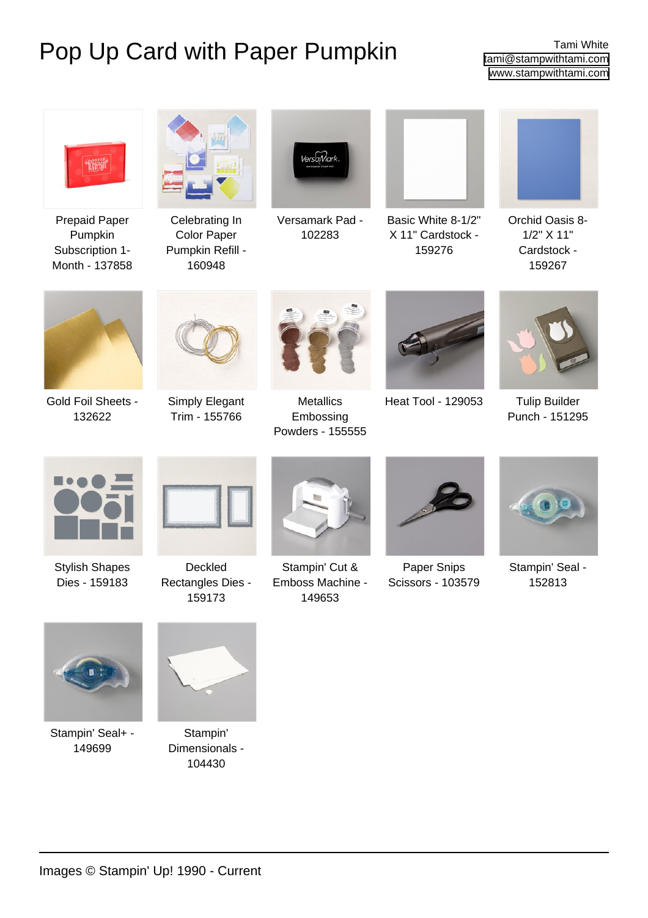# Pop Up Card with Paper Pumpkin

Tami White
tami@stampwithtami.com
www.stampwithtami.com

Prepaid Paper Pumpkin Subscription 1-Month - 137858

Celebrating In Color Paper Pumpkin Refill - 160948

Versamark Pad - 102283

Basic White 8-1/2" X 11" Cardstock - 159276

Orchid Oasis 8-1/2" X 11" Cardstock - 159267

Gold Foil Sheets - 132622

Simply Elegant Trim - 155766

Metallics Embossing Powders - 155555

Heat Tool - 129053

Tulip Builder Punch - 151295

Stylish Shapes Dies - 159183

Deckled Rectangles Dies - 159173

Stampin' Cut & Emboss Machine - 149653

Paper Snips Scissors - 103579

Stampin' Seal - 152813

Stampin' Seal+ - 149699

Stampin' Dimensionals - 104430

Images © Stampin' Up! 1990 - Current